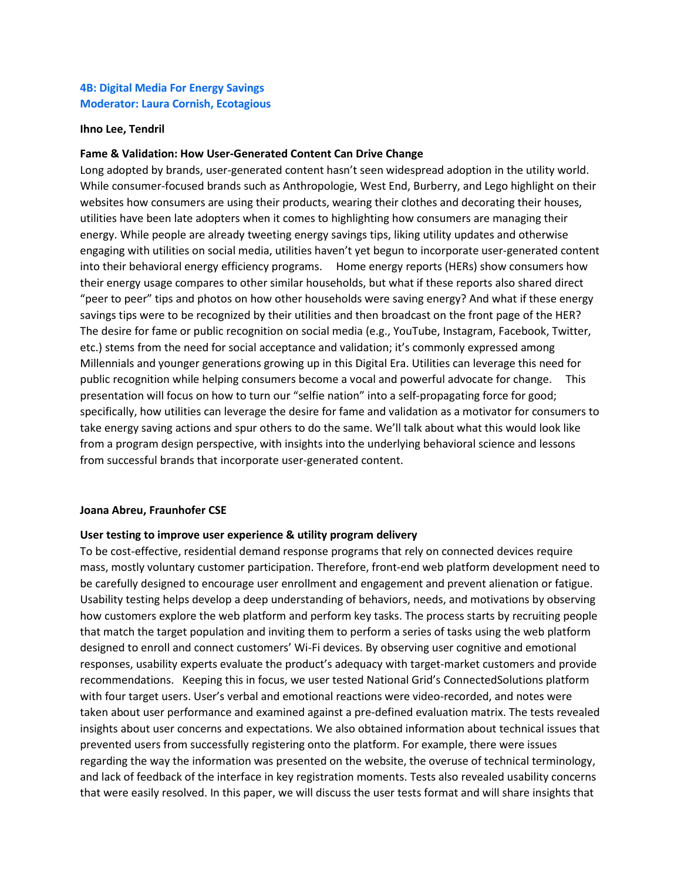**4B: Digital Media For Energy Savings**
**Moderator: Laura Cornish, Ecotagious**

**Ihno Lee, Tendril**

**Fame & Validation: How User-Generated Content Can Drive Change**

Long adopted by brands, user-generated content hasn't seen widespread adoption in the utility world. While consumer-focused brands such as Anthropologie, West End, Burberry, and Lego highlight on their websites how consumers are using their products, wearing their clothes and decorating their houses, utilities have been late adopters when it comes to highlighting how consumers are managing their energy. While people are already tweeting energy savings tips, liking utility updates and otherwise engaging with utilities on social media, utilities haven't yet begun to incorporate user-generated content into their behavioral energy efficiency programs. Home energy reports (HERs) show consumers how their energy usage compares to other similar households, but what if these reports also shared direct "peer to peer" tips and photos on how other households were saving energy? And what if these energy savings tips were to be recognized by their utilities and then broadcast on the front page of the HER? The desire for fame or public recognition on social media (e.g., YouTube, Instagram, Facebook, Twitter, etc.) stems from the need for social acceptance and validation; it's commonly expressed among Millennials and younger generations growing up in this Digital Era. Utilities can leverage this need for public recognition while helping consumers become a vocal and powerful advocate for change. This presentation will focus on how to turn our "selfie nation" into a self-propagating force for good; specifically, how utilities can leverage the desire for fame and validation as a motivator for consumers to take energy saving actions and spur others to do the same. We'll talk about what this would look like from a program design perspective, with insights into the underlying behavioral science and lessons from successful brands that incorporate user-generated content.

**Joana Abreu, Fraunhofer CSE**

**User testing to improve user experience & utility program delivery**

To be cost-effective, residential demand response programs that rely on connected devices require mass, mostly voluntary customer participation. Therefore, front-end web platform development need to be carefully designed to encourage user enrollment and engagement and prevent alienation or fatigue. Usability testing helps develop a deep understanding of behaviors, needs, and motivations by observing how customers explore the web platform and perform key tasks. The process starts by recruiting people that match the target population and inviting them to perform a series of tasks using the web platform designed to enroll and connect customers' Wi-Fi devices. By observing user cognitive and emotional responses, usability experts evaluate the product's adequacy with target-market customers and provide recommendations. Keeping this in focus, we user tested National Grid's ConnectedSolutions platform with four target users. User's verbal and emotional reactions were video-recorded, and notes were taken about user performance and examined against a pre-defined evaluation matrix. The tests revealed insights about user concerns and expectations. We also obtained information about technical issues that prevented users from successfully registering onto the platform. For example, there were issues regarding the way the information was presented on the website, the overuse of technical terminology, and lack of feedback of the interface in key registration moments. Tests also revealed usability concerns that were easily resolved. In this paper, we will discuss the user tests format and will share insights that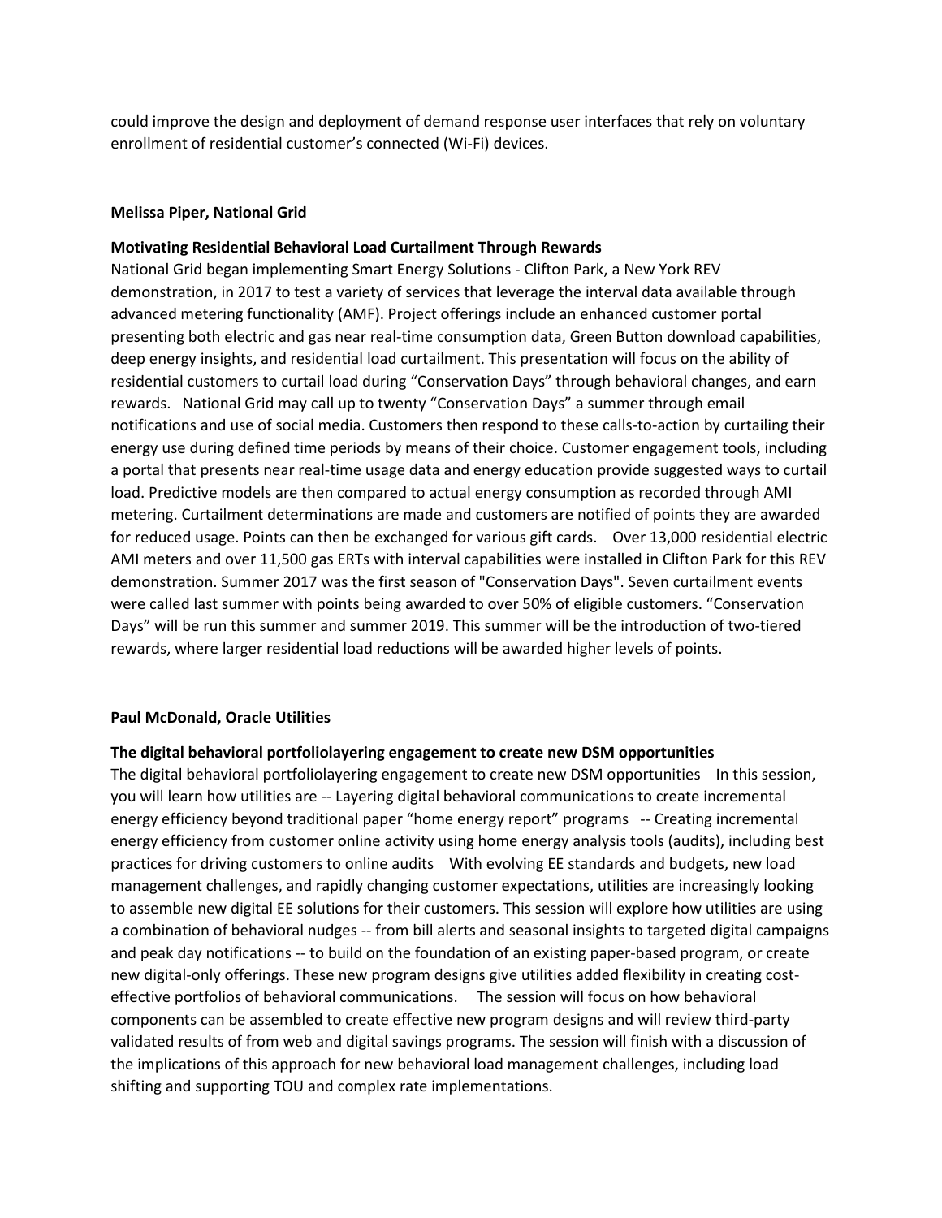could improve the design and deployment of demand response user interfaces that rely on voluntary enrollment of residential customer's connected (Wi-Fi) devices.

**Melissa Piper, National Grid**

**Motivating Residential Behavioral Load Curtailment Through Rewards**

National Grid began implementing Smart Energy Solutions - Clifton Park, a New York REV demonstration, in 2017 to test a variety of services that leverage the interval data available through advanced metering functionality (AMF). Project offerings include an enhanced customer portal presenting both electric and gas near real-time consumption data, Green Button download capabilities, deep energy insights, and residential load curtailment. This presentation will focus on the ability of residential customers to curtail load during "Conservation Days" through behavioral changes, and earn rewards. National Grid may call up to twenty "Conservation Days" a summer through email notifications and use of social media. Customers then respond to these calls-to-action by curtailing their energy use during defined time periods by means of their choice. Customer engagement tools, including a portal that presents near real-time usage data and energy education provide suggested ways to curtail load. Predictive models are then compared to actual energy consumption as recorded through AMI metering. Curtailment determinations are made and customers are notified of points they are awarded for reduced usage. Points can then be exchanged for various gift cards. Over 13,000 residential electric AMI meters and over 11,500 gas ERTs with interval capabilities were installed in Clifton Park for this REV demonstration. Summer 2017 was the first season of "Conservation Days". Seven curtailment events were called last summer with points being awarded to over 50% of eligible customers. "Conservation Days" will be run this summer and summer 2019. This summer will be the introduction of two-tiered rewards, where larger residential load reductions will be awarded higher levels of points.

**Paul McDonald, Oracle Utilities**

**The digital behavioral portfoliolayering engagement to create new DSM opportunities**

The digital behavioral portfoliolayering engagement to create new DSM opportunities In this session, you will learn how utilities are -- Layering digital behavioral communications to create incremental energy efficiency beyond traditional paper "home energy report" programs -- Creating incremental energy efficiency from customer online activity using home energy analysis tools (audits), including best practices for driving customers to online audits With evolving EE standards and budgets, new load management challenges, and rapidly changing customer expectations, utilities are increasingly looking to assemble new digital EE solutions for their customers. This session will explore how utilities are using a combination of behavioral nudges -- from bill alerts and seasonal insights to targeted digital campaigns and peak day notifications -- to build on the foundation of an existing paper-based program, or create new digital-only offerings. These new program designs give utilities added flexibility in creating cost-effective portfolios of behavioral communications. The session will focus on how behavioral components can be assembled to create effective new program designs and will review third-party validated results of from web and digital savings programs. The session will finish with a discussion of the implications of this approach for new behavioral load management challenges, including load shifting and supporting TOU and complex rate implementations.